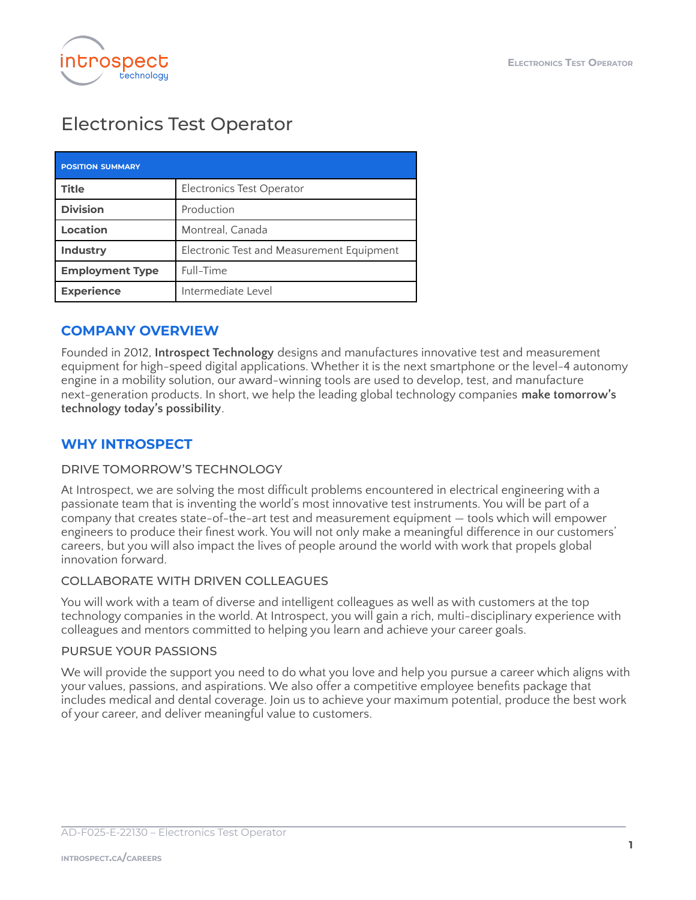# Electronics Test Operator

| POSITION SUMMARY | |
|---|---|
| **Title** | Electronics Test Operator |
| **Division** | Production |
| **Location** | Montreal, Canada |
| **Industry** | Electronic Test and Measurement Equipment |
| **Employment Type** | Full-Time |
| **Experience** | Intermediate Level |

## COMPANY OVERVIEW

Founded in 2012, **Introspect Technology** designs and manufactures innovative test and measurement equipment for high-speed digital applications. Whether it is the next smartphone or the level-4 autonomy engine in a mobility solution, our award-winning tools are used to develop, test, and manufacture next-generation products. In short, we help the leading global technology companies **make tomorrow's technology today's possibility**.

## WHY INTROSPECT

### DRIVE TOMORROW'S TECHNOLOGY

At Introspect, we are solving the most difficult problems encountered in electrical engineering with a passionate team that is inventing the world's most innovative test instruments. You will be part of a company that creates state-of-the-art test and measurement equipment — tools which will empower engineers to produce their finest work. You will not only make a meaningful difference in our customers' careers, but you will also impact the lives of people around the world with work that propels global innovation forward.

### COLLABORATE WITH DRIVEN COLLEAGUES

You will work with a team of diverse and intelligent colleagues as well as with customers at the top technology companies in the world. At Introspect, you will gain a rich, multi-disciplinary experience with colleagues and mentors committed to helping you learn and achieve your career goals.

### PURSUE YOUR PASSIONS

We will provide the support you need to do what you love and help you pursue a career which aligns with your values, passions, and aspirations. We also offer a competitive employee benefits package that includes medical and dental coverage. Join us to achieve your maximum potential, produce the best work of your career, and deliver meaningful value to customers.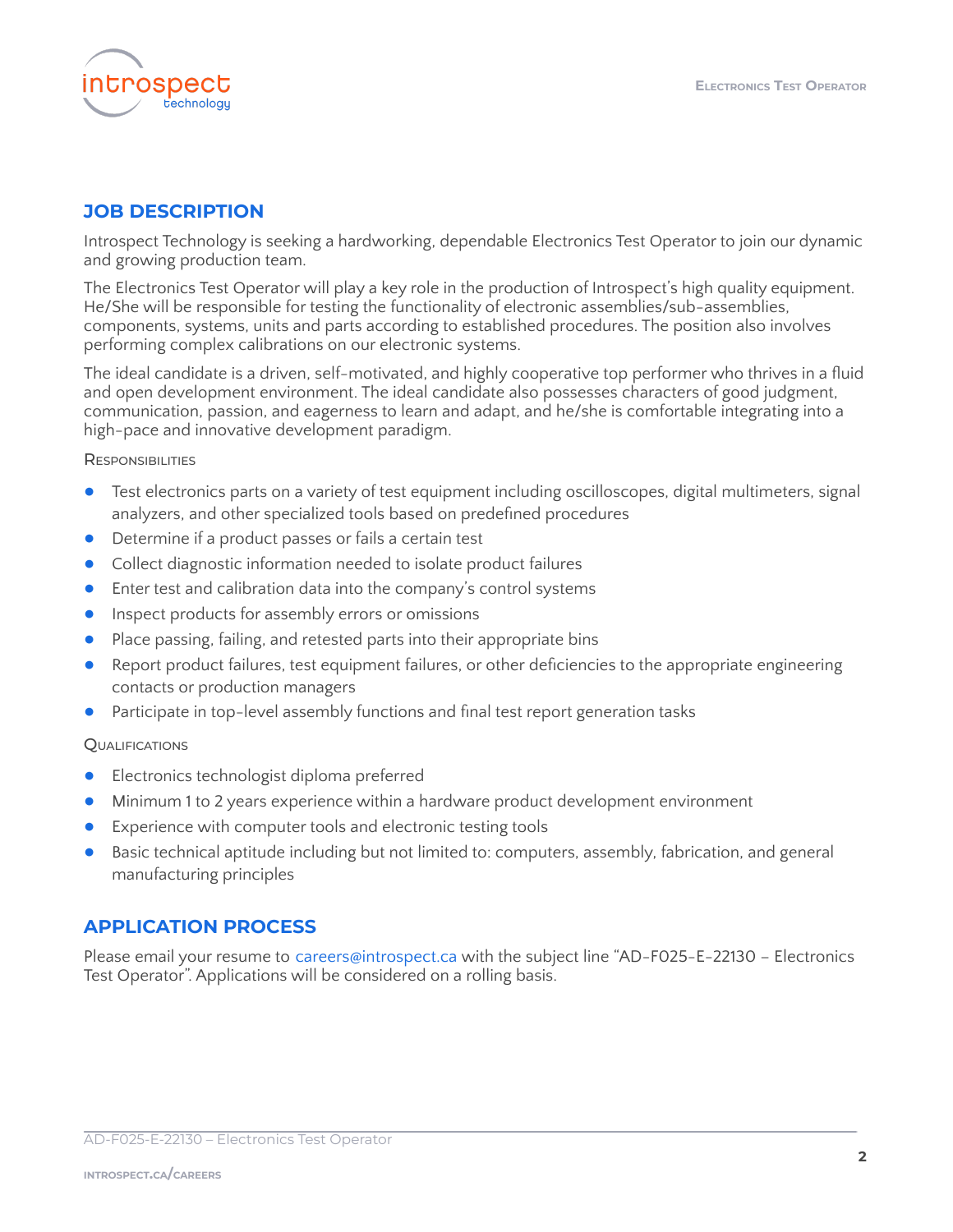## JOB DESCRIPTION

Introspect Technology is seeking a hardworking, dependable Electronics Test Operator to join our dynamic and growing production team.

The Electronics Test Operator will play a key role in the production of Introspect's high quality equipment. He/She will be responsible for testing the functionality of electronic assemblies/sub-assemblies, components, systems, units and parts according to established procedures. The position also involves performing complex calibrations on our electronic systems.

The ideal candidate is a driven, self-motivated, and highly cooperative top performer who thrives in a fluid and open development environment. The ideal candidate also possesses characters of good judgment, communication, passion, and eagerness to learn and adapt, and he/she is comfortable integrating into a high-pace and innovative development paradigm.

### Responsibilities

- Test electronics parts on a variety of test equipment including oscilloscopes, digital multimeters, signal analyzers, and other specialized tools based on predefined procedures
- Determine if a product passes or fails a certain test
- Collect diagnostic information needed to isolate product failures
- Enter test and calibration data into the company's control systems
- Inspect products for assembly errors or omissions
- Place passing, failing, and retested parts into their appropriate bins
- Report product failures, test equipment failures, or other deficiencies to the appropriate engineering contacts or production managers
- Participate in top-level assembly functions and final test report generation tasks

### Qualifications

- Electronics technologist diploma preferred
- Minimum 1 to 2 years experience within a hardware product development environment
- Experience with computer tools and electronic testing tools
- Basic technical aptitude including but not limited to: computers, assembly, fabrication, and general manufacturing principles

## APPLICATION PROCESS

Please email your resume to careers@introspect.ca with the subject line "AD-F025-E-22130 – Electronics Test Operator". Applications will be considered on a rolling basis.